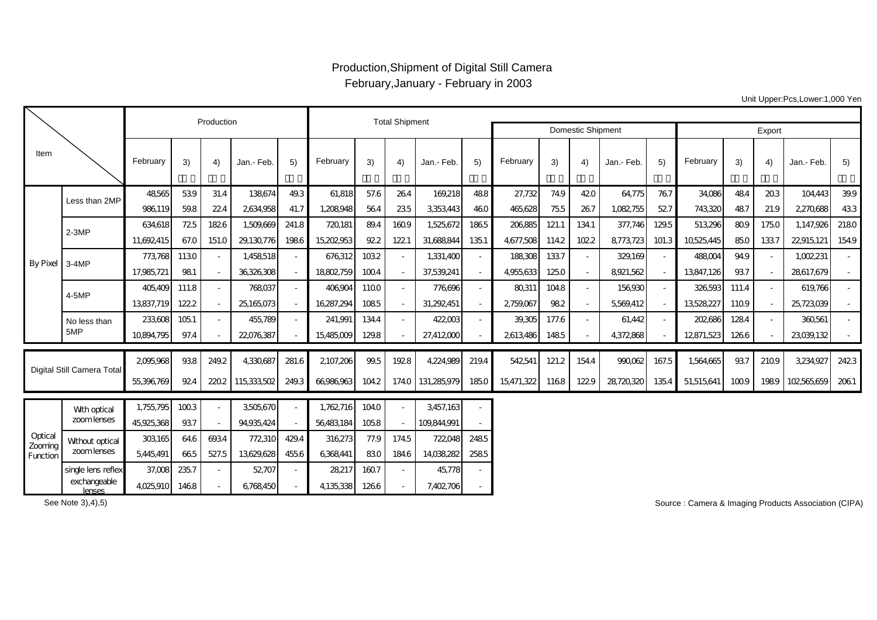# Production,Shipment of Digital Still Camera

## February,January - February in 2003

Unit Upper:Pcs,Lower:1,000 Yen

| Item | | Production | | | | | Total Shipment | | | | | Domestic Shipment | | | | | Export | | | | |
|---|---|---|---|---|---|---|---|---|---|---|---|---|---|---|---|---|---|---|---|---|---|
| | | February | 3) | 4) | Jan.- Feb. | 5) | February | 3) | 4) | Jan.- Feb. | 5) | February | 3) | 4) | Jan.- Feb. | 5) | February | 3) | 4) | Jan.- Feb. | 5) |
| By Pixel | Less than 2MP | 48,565 | 53.9 | 31.4 | 138,674 | 49.3 | 61,818 | 57.6 | 26.4 | 169,218 | 48.8 | 27,732 | 74.9 | 42.0 | 64,775 | 76.7 | 34,086 | 48.4 | 20.3 | 104,443 | 39.9 |
| | | 986,119 | 59.8 | 22.4 | 2,634,958 | 41.7 | 1,208,948 | 56.4 | 23.5 | 3,353,443 | 46.0 | 465,628 | 75.5 | 26.7 | 1,082,755 | 52.7 | 743,320 | 48.7 | 21.9 | 2,270,688 | 43.3 |
| | 2-3MP | 634,618 | 72.5 | 182.6 | 1,509,669 | 241.8 | 720,181 | 89.4 | 160.9 | 1,525,672 | 186.5 | 206,885 | 121.1 | 134.1 | 377,746 | 129.5 | 513,296 | 80.9 | 175.0 | 1,147,926 | 218.0 |
| | | 11,692,415 | 67.0 | 151.0 | 29,130,776 | 198.6 | 15,202,953 | 92.2 | 122.1 | 31,688,844 | 135.1 | 4,677,508 | 114.2 | 102.2 | 8,773,723 | 101.3 | 10,525,445 | 85.0 | 133.7 | 22,915,121 | 154.9 |
| | 3-4MP | 773,768 | 113.0 | - | 1,458,518 | - | 676,312 | 103.2 | - | 1,331,400 | - | 188,308 | 133.7 | - | 329,169 | - | 488,004 | 94.9 | - | 1,002,231 | - |
| | | 17,985,721 | 98.1 | - | 36,326,308 | - | 18,802,759 | 100.4 | - | 37,539,241 | - | 4,955,633 | 125.0 | - | 8,921,562 | - | 13,847,126 | 93.7 | - | 28,617,679 | - |
| | 4-5MP | 405,409 | 111.8 | - | 768,037 | - | 406,904 | 110.0 | - | 776,696 | - | 80,311 | 104.8 | - | 156,930 | - | 326,593 | 111.4 | - | 619,766 | - |
| | | 13,837,719 | 122.2 | - | 25,165,073 | - | 16,287,294 | 108.5 | - | 31,292,451 | - | 2,759,067 | 98.2 | - | 5,569,412 | - | 13,528,227 | 110.9 | - | 25,723,039 | - |
| | No less than 5MP | 233,608 | 105.1 | - | 455,789 | - | 241,991 | 134.4 | - | 422,003 | - | 39,305 | 177.6 | - | 61,442 | - | 202,686 | 128.4 | - | 360,561 | - |
| | | 10,894,795 | 97.4 | - | 22,076,387 | - | 15,485,009 | 129.8 | - | 27,412,000 | - | 2,613,486 | 148.5 | - | 4,372,868 | - | 12,871,523 | 126.6 | - | 23,039,132 | - |
| Digital Still Camera Total | | 2,095,968 | 93.8 | 249.2 | 4,330,687 | 281.6 | 2,107,206 | 99.5 | 192.8 | 4,224,989 | 219.4 | 542,541 | 121.2 | 154.4 | 990,062 | 167.5 | 1,564,665 | 93.7 | 210.9 | 3,234,927 | 242.3 |
| | | 55,396,769 | 92.4 | 220.2 | 115,333,502 | 249.3 | 66,986,963 | 104.2 | 174.0 | 131,285,979 | 185.0 | 15,471,322 | 116.8 | 122.9 | 28,720,320 | 135.4 | 51,515,641 | 100.9 | 198.9 | 102,565,659 | 206.1 |
| Optical Zooming Function | With optical zoom lenses | 1,755,795 | 100.3 | - | 3,505,670 | - | 1,762,716 | 104.0 | - | 3,457,163 | - | | | | | | | | | | |
| | | 45,925,368 | 93.7 | - | 94,935,424 | - | 56,483,184 | 105.8 | - | 109,844,991 | - | | | | | | | | | | |
| | Without optical zoom lenses | 303,165 | 64.6 | 693.4 | 772,310 | 429.4 | 316,273 | 77.9 | 174.5 | 722,048 | 248.5 | | | | | | | | | | |
| | | 5,445,491 | 66.5 | 527.5 | 13,629,628 | 455.6 | 6,368,441 | 83.0 | 184.6 | 14,038,282 | 258.5 | | | | | | | | | | |
| | single lens reflex exchangeable lenses | 37,008 | 235.7 | - | 52,707 | - | 28,217 | 160.7 | - | 45,778 | - | | | | | | | | | | |
| | | 4,025,910 | 146.8 | - | 6,768,450 | - | 4,135,338 | 126.6 | - | 7,402,706 | - | | | | | | | | | | |

See Note 3),4),5)

Source : Camera & Imaging Products Association (CIPA)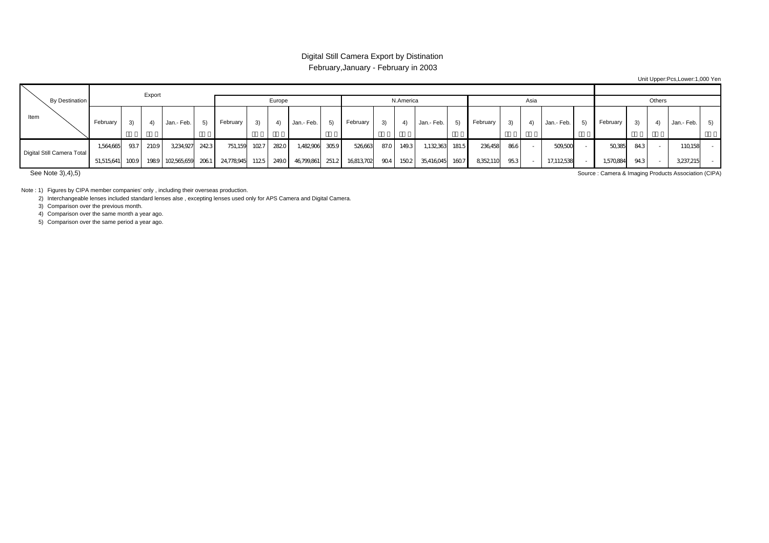Digital Still Camera Export by Distination

February,January - February in 2003

Unit Upper:Pcs,Lower:1,000 Yen

| By Destination / Item | Export | | | | | Europe | | | | | N.America | | | | | Asia | | | | | Others | | | | |
|---|---|---|---|---|---|---|---|---|---|---|---|---|---|---|---|---|---|---|---|---|---|---|---|---|---|
| | February | 3) | 4) | Jan.- Feb. | 5) | February | 3) | 4) | Jan.- Feb. | 5) | February | 3) | 4) | Jan.- Feb. | 5) | February | 3) | 4) | Jan.- Feb. | 5) | February | 3) | 4) | Jan.- Feb. | 5) |
| Digital Still Camera Total | 1,564,665 | 93.7 | 210.9 | 3,234,927 | 242.3 | 751,159 | 102.7 | 282.0 | 1,482,906 | 305.9 | 526,663 | 87.0 | 149.3 | 1,132,363 | 181.5 | 236,458 | 86.6 | - | 509,500 | - | 50,385 | 84.3 | - | 110,158 | - |
| | 51,515,641 | 100.9 | 198.9 | 102,565,659 | 206.1 | 24,778,945 | 112.5 | 249.0 | 46,799,861 | 251.2 | 16,813,702 | 90.4 | 150.2 | 35,416,045 | 160.7 | 8,352,110 | 95.3 | - | 17,112,538 | - | 1,570,884 | 94.3 | - | 3,237,215 | - |

See Note 3),4),5)

Source : Camera & Imaging Products Association (CIPA)

Note : 1) Figures by CIPA member companies' only , including their overseas production.

2) Interchangeable lenses included standard lenses alse , excepting lenses used only for APS Camera and Digital Camera.

3) Comparison over the previous month.

4) Comparison over the same month a year ago.

5) Comparison over the same period a year ago.